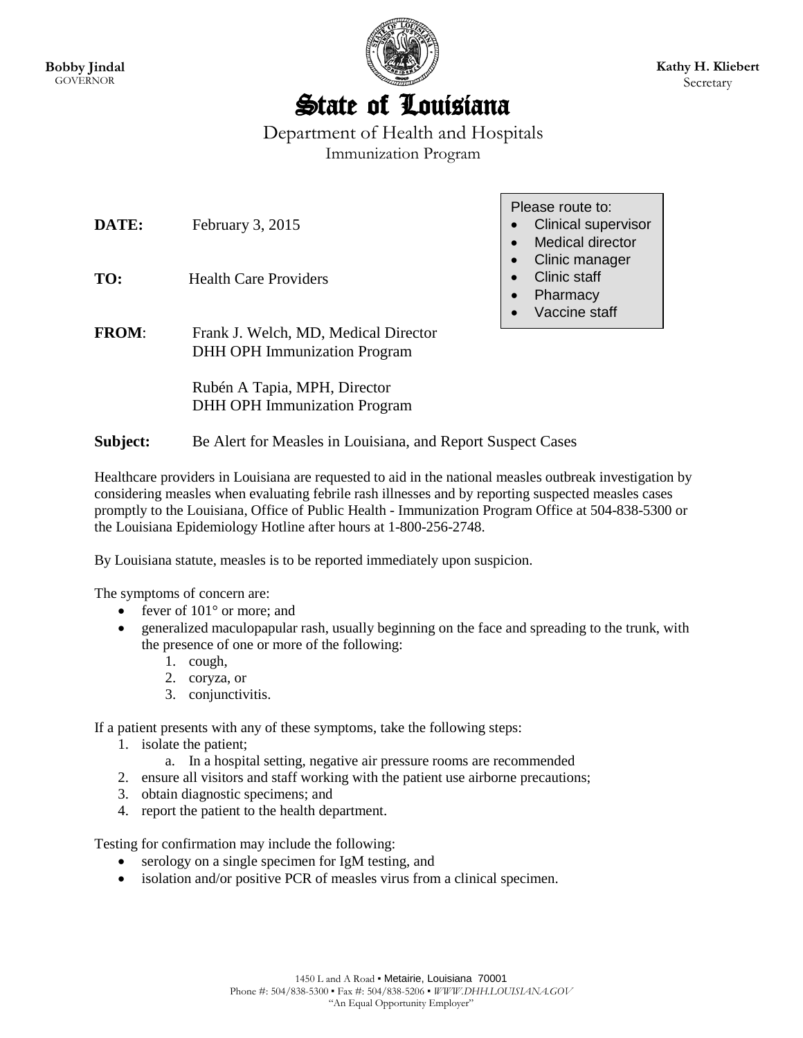**Bobby Jindal**
GOVERNOR

**Kathy H. Kliebert**
Secretary

# State of Louisiana

Department of Health and Hospitals
Immunization Program

Please route to:
- Clinical supervisor
- Medical director
- Clinic manager
- Clinic staff
- Pharmacy
- Vaccine staff

**DATE:** February 3, 2015

**TO:** Health Care Providers

**FROM**: Frank J. Welch, MD, Medical Director
DHH OPH Immunization Program

Rubén A Tapia, MPH, Director
DHH OPH Immunization Program

**Subject:** Be Alert for Measles in Louisiana, and Report Suspect Cases

Healthcare providers in Louisiana are requested to aid in the national measles outbreak investigation by considering measles when evaluating febrile rash illnesses and by reporting suspected measles cases promptly to the Louisiana, Office of Public Health - Immunization Program Office at 504-838-5300 or the Louisiana Epidemiology Hotline after hours at 1-800-256-2748.

By Louisiana statute, measles is to be reported immediately upon suspicion.

The symptoms of concern are:

- fever of 101° or more; and
- generalized maculopapular rash, usually beginning on the face and spreading to the trunk, with the presence of one or more of the following:
  1. cough,
  2. coryza, or
  3. conjunctivitis.

If a patient presents with any of these symptoms, take the following steps:

1. isolate the patient;
   a. In a hospital setting, negative air pressure rooms are recommended
2. ensure all visitors and staff working with the patient use airborne precautions;
3. obtain diagnostic specimens; and
4. report the patient to the health department.

Testing for confirmation may include the following:

- serology on a single specimen for IgM testing, and
- isolation and/or positive PCR of measles virus from a clinical specimen.

1450 L and A Road ▪ Metairie, Louisiana 70001
Phone #: 504/838-5300 ▪ Fax #: 504/838-5206 ▪ *WWW.DHH.LOUISIANA.GOV*
"An Equal Opportunity Employer"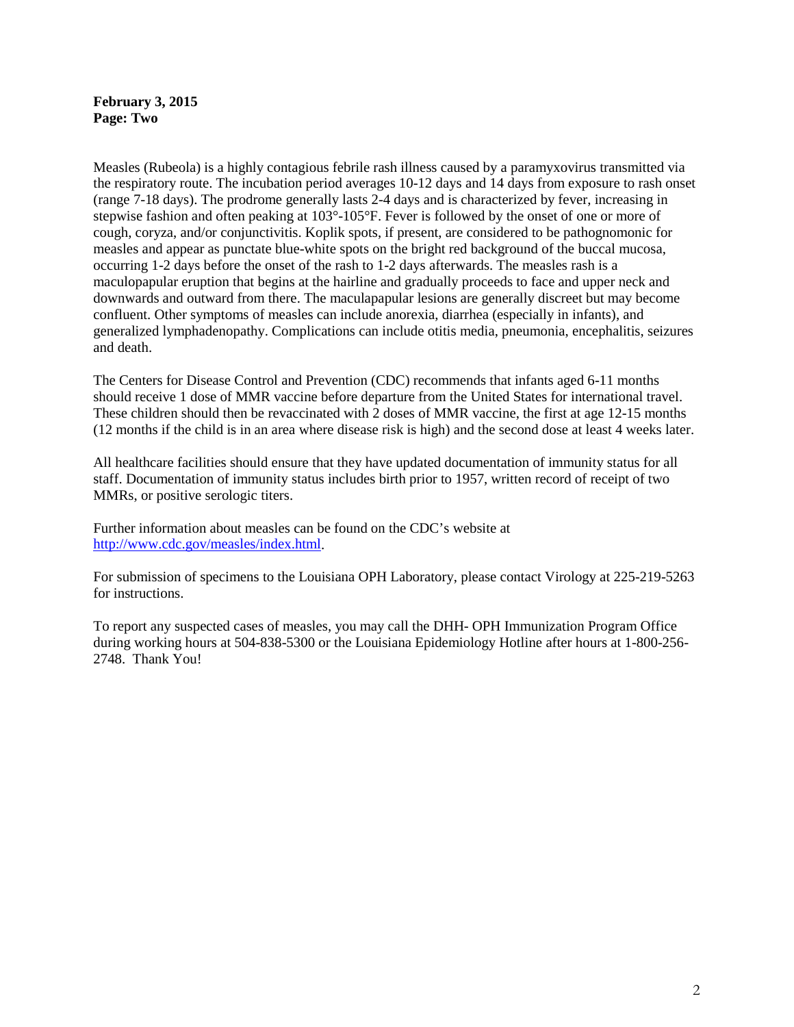**February 3, 2015**
**Page: Two**

Measles (Rubeola) is a highly contagious febrile rash illness caused by a paramyxovirus transmitted via the respiratory route. The incubation period averages 10-12 days and 14 days from exposure to rash onset (range 7-18 days). The prodrome generally lasts 2-4 days and is characterized by fever, increasing in stepwise fashion and often peaking at 103°-105°F. Fever is followed by the onset of one or more of cough, coryza, and/or conjunctivitis. Koplik spots, if present, are considered to be pathognomonic for measles and appear as punctate blue-white spots on the bright red background of the buccal mucosa, occurring 1-2 days before the onset of the rash to 1-2 days afterwards. The measles rash is a maculopapular eruption that begins at the hairline and gradually proceeds to face and upper neck and downwards and outward from there. The maculapapular lesions are generally discreet but may become confluent. Other symptoms of measles can include anorexia, diarrhea (especially in infants), and generalized lymphadenopathy. Complications can include otitis media, pneumonia, encephalitis, seizures and death.

The Centers for Disease Control and Prevention (CDC) recommends that infants aged 6-11 months should receive 1 dose of MMR vaccine before departure from the United States for international travel. These children should then be revaccinated with 2 doses of MMR vaccine, the first at age 12-15 months (12 months if the child is in an area where disease risk is high) and the second dose at least 4 weeks later.

All healthcare facilities should ensure that they have updated documentation of immunity status for all staff. Documentation of immunity status includes birth prior to 1957, written record of receipt of two MMRs, or positive serologic titers.

Further information about measles can be found on the CDC's website at [http://www.cdc.gov/measles/index.html](http://www.cdc.gov/measles/index.html).

For submission of specimens to the Louisiana OPH Laboratory, please contact Virology at 225-219-5263 for instructions.

To report any suspected cases of measles, you may call the DHH- OPH Immunization Program Office during working hours at 504-838-5300 or the Louisiana Epidemiology Hotline after hours at 1-800-256-2748. Thank You!